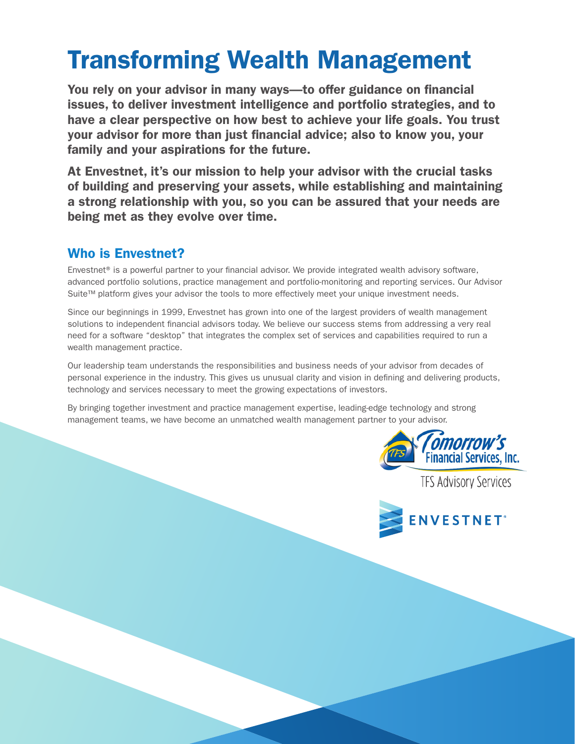# Transforming Wealth Management

**You rely on your advisor in many ways—to offer guidance on financial issues, to deliver investment intelligence and portfolio strategies, and to have a clear perspective on how best to achieve your life goals. You trust your advisor for more than just financial advice; also to know you, your family and your aspirations for the future.**

**At Envestnet, it's our mission to help your advisor with the crucial tasks of building and preserving your assets, while establishing and maintaining a strong relationship with you, so you can be assured that your needs are being met as they evolve over time.**

## Who is Envestnet?

Envestnet® is a powerful partner to your financial advisor. We provide integrated wealth advisory software, advanced portfolio solutions, practice management and portfolio-monitoring and reporting services. Our Advisor Suite™ platform gives your advisor the tools to more effectively meet your unique investment needs.

Since our beginnings in 1999, Envestnet has grown into one of the largest providers of wealth management solutions to independent financial advisors today. We believe our success stems from addressing a very real need for a software "desktop" that integrates the complex set of services and capabilities required to run a wealth management practice.

Our leadership team understands the responsibilities and business needs of your advisor from decades of personal experience in the industry. This gives us unusual clarity and vision in defining and delivering products, technology and services necessary to meet the growing expectations of investors.

By bringing together investment and practice management expertise, leading-edge technology and strong management teams, we have become an unmatched wealth management partner to your advisor.

Tomorrow's Financial Services, Inc.

TFS Advisory Services

ENVESTNET®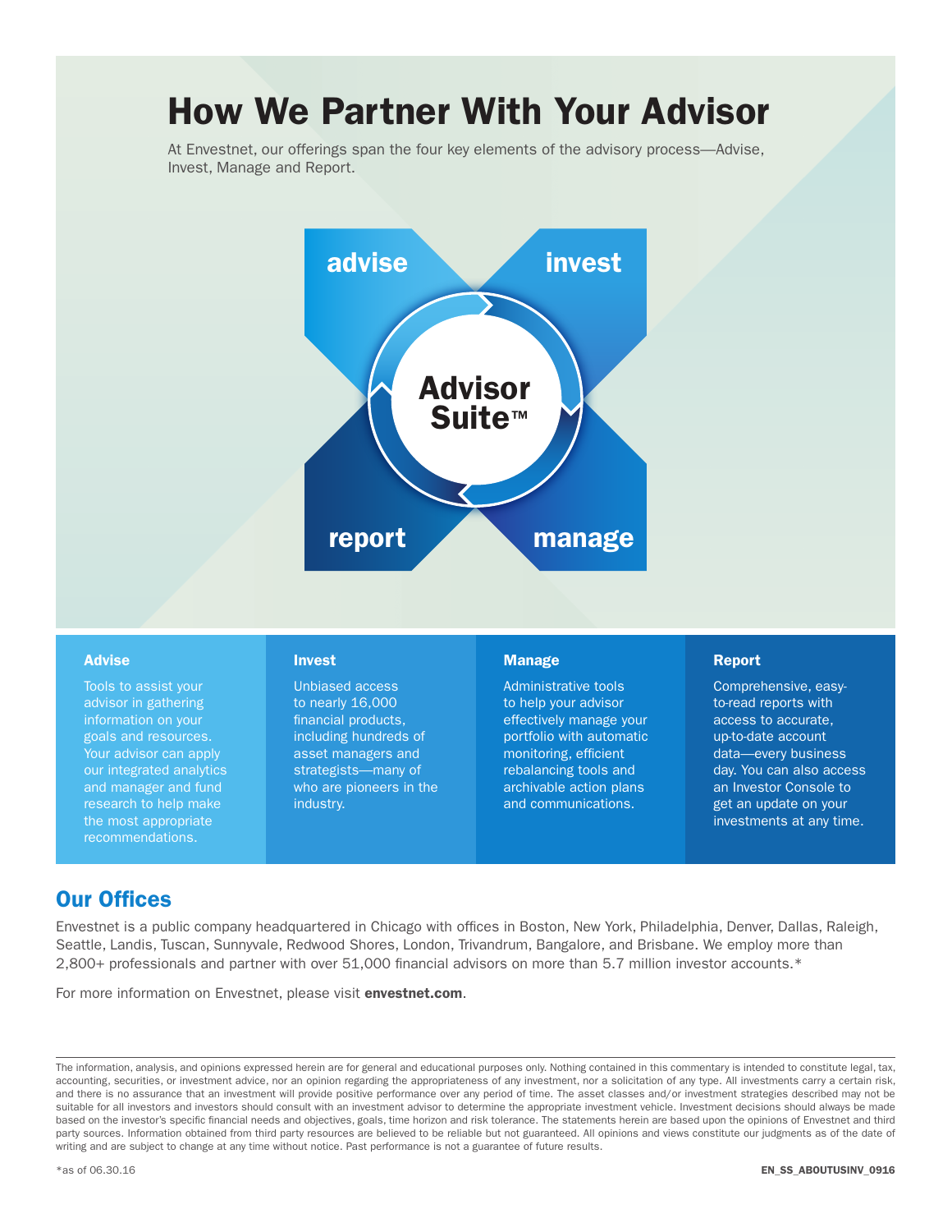# How We Partner With Your Advisor

At Envestnet, our offerings span the four key elements of the advisory process—Advise, Invest, Manage and Report.

advise

invest

Advisor Suite™

report

manage

### Advise

Tools to assist your advisor in gathering information on your goals and resources. Your advisor can apply our integrated analytics and manager and fund research to help make the most appropriate recommendations.

### Invest

Unbiased access to nearly 16,000 financial products, including hundreds of asset managers and strategists—many of who are pioneers in the industry.

### Manage

Administrative tools to help your advisor effectively manage your portfolio with automatic monitoring, efficient rebalancing tools and archivable action plans and communications.

### Report

Comprehensive, easy-to-read reports with access to accurate, up-to-date account data—every business day. You can also access an Investor Console to get an update on your investments at any time.

## Our Offices

Envestnet is a public company headquartered in Chicago with offices in Boston, New York, Philadelphia, Denver, Dallas, Raleigh, Seattle, Landis, Tuscan, Sunnyvale, Redwood Shores, London, Trivandrum, Bangalore, and Brisbane. We employ more than 2,800+ professionals and partner with over 51,000 financial advisors on more than 5.7 million investor accounts.*

For more information on Envestnet, please visit **envestnet.com**.

---

The information, analysis, and opinions expressed herein are for general and educational purposes only. Nothing contained in this commentary is intended to constitute legal, tax, accounting, securities, or investment advice, nor an opinion regarding the appropriateness of any investment, nor a solicitation of any type. All investments carry a certain risk, and there is no assurance that an investment will provide positive performance over any period of time. The asset classes and/or investment strategies described may not be suitable for all investors and investors should consult with an investment advisor to determine the appropriate investment vehicle. Investment decisions should always be made based on the investor's specific financial needs and objectives, goals, time horizon and risk tolerance. The statements herein are based upon the opinions of Envestnet and third party sources. Information obtained from third party resources are believed to be reliable but not guaranteed. All opinions and views constitute our judgments as of the date of writing and are subject to change at any time without notice. Past performance is not a guarantee of future results.

*as of 06.30.16

**EN_SS_ABOUTUSINV_0916**